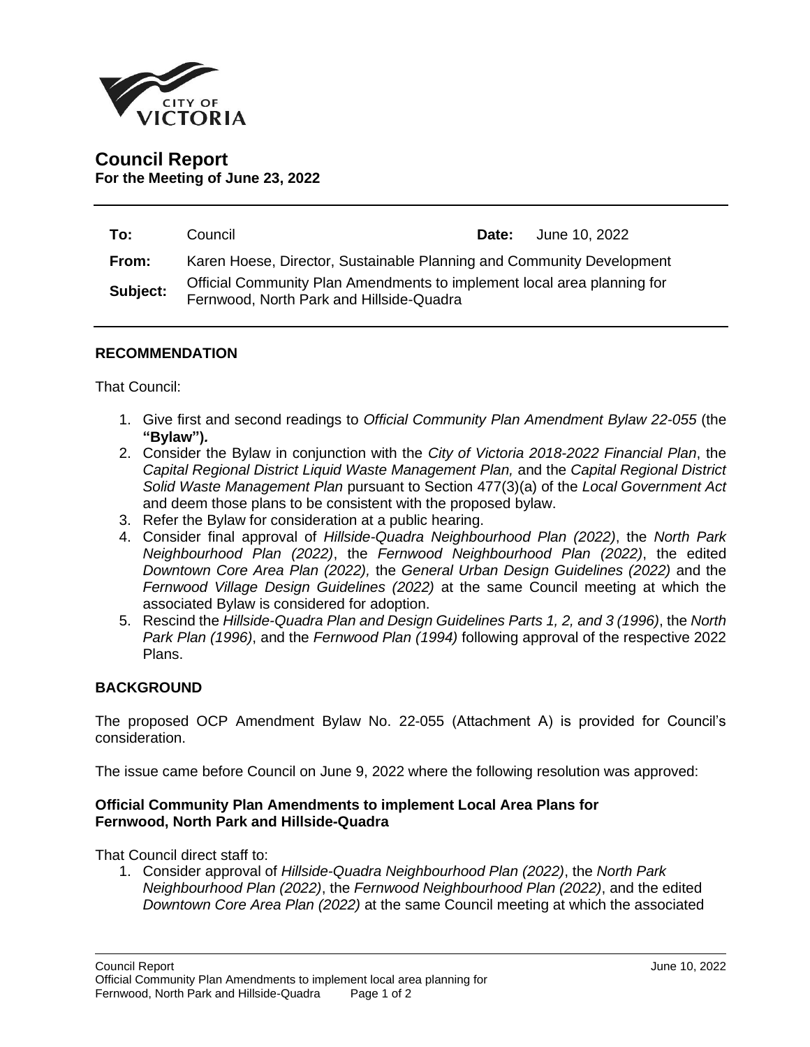# Council Report

**For the Meeting of June 23, 2022**

| | | | |
|---|---|---|---|
| **To:** | Council | **Date:** | June 10, 2022 |
| **From:** | Karen Hoese, Director, Sustainable Planning and Community Development | | |
| **Subject:** | Official Community Plan Amendments to implement local area planning for Fernwood, North Park and Hillside-Quadra | | |

## RECOMMENDATION

That Council:

1. Give first and second readings to *Official Community Plan Amendment Bylaw 22-055* (the **"Bylaw")***.*
2. Consider the Bylaw in conjunction with the *City of Victoria 2018-2022 Financial Plan*, the *Capital Regional District Liquid Waste Management Plan,* and the *Capital Regional District Solid Waste Management Plan* pursuant to Section 477(3)(a) of the *Local Government Act* and deem those plans to be consistent with the proposed bylaw.
3. Refer the Bylaw for consideration at a public hearing.
4. Consider final approval of *Hillside-Quadra Neighbourhood Plan (2022)*, the *North Park Neighbourhood Plan (2022)*, the *Fernwood Neighbourhood Plan (2022)*, the edited *Downtown Core Area Plan (2022),* the *General Urban Design Guidelines (2022)* and the *Fernwood Village Design Guidelines (2022)* at the same Council meeting at which the associated Bylaw is considered for adoption.
5. Rescind the *Hillside-Quadra Plan and Design Guidelines Parts 1, 2, and 3 (1996)*, the *North Park Plan (1996)*, and the *Fernwood Plan (1994)* following approval of the respective 2022 Plans.

## BACKGROUND

The proposed OCP Amendment Bylaw No. 22-055 (Attachment A) is provided for Council's consideration.

The issue came before Council on June 9, 2022 where the following resolution was approved:

**Official Community Plan Amendments to implement Local Area Plans for Fernwood, North Park and Hillside-Quadra**

That Council direct staff to:

1. Consider approval of *Hillside-Quadra Neighbourhood Plan (2022)*, the *North Park Neighbourhood Plan (2022)*, the *Fernwood Neighbourhood Plan (2022)*, and the edited *Downtown Core Area Plan (2022)* at the same Council meeting at which the associated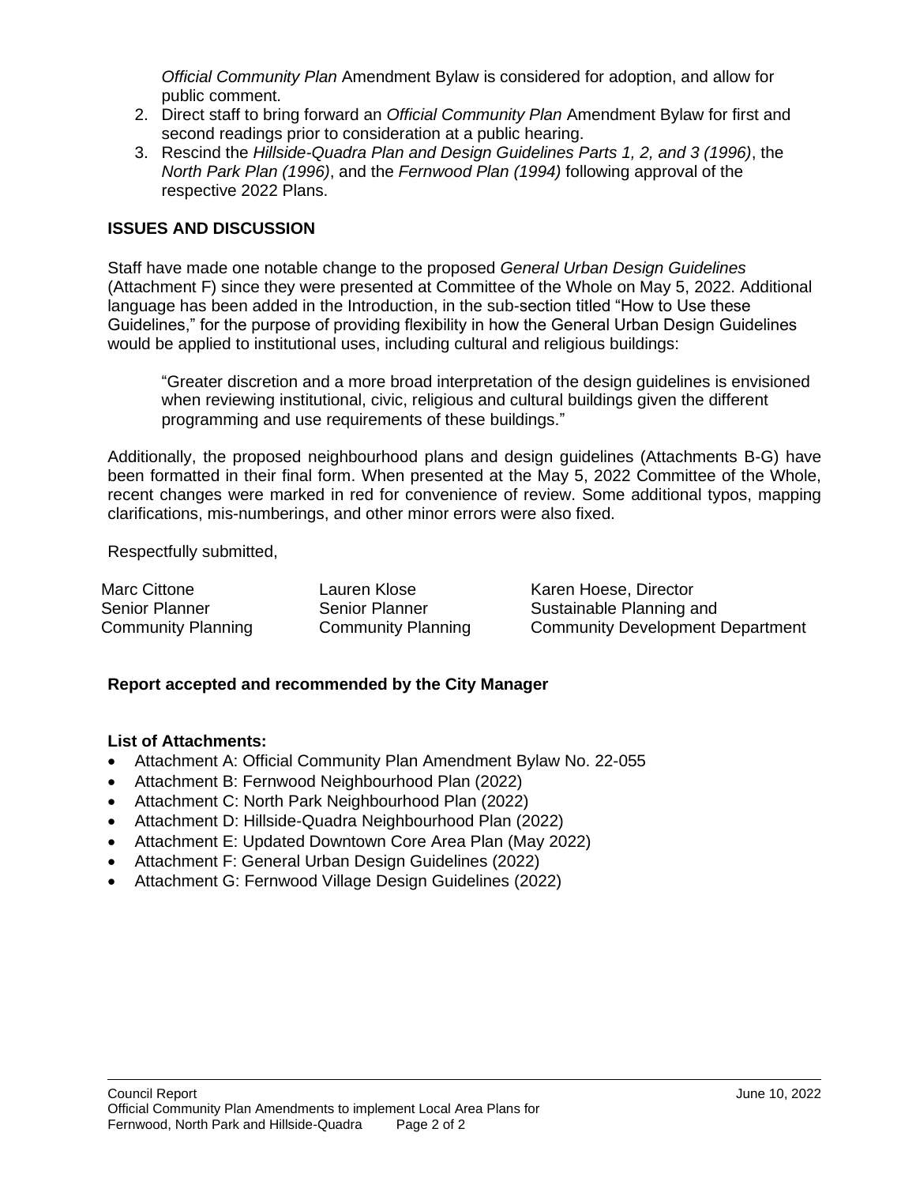*Official Community Plan* Amendment Bylaw is considered for adoption, and allow for public comment.

2. Direct staff to bring forward an *Official Community Plan* Amendment Bylaw for first and second readings prior to consideration at a public hearing.
3. Rescind the *Hillside-Quadra Plan and Design Guidelines Parts 1, 2, and 3 (1996)*, the *North Park Plan (1996)*, and the *Fernwood Plan (1994)* following approval of the respective 2022 Plans.

**ISSUES AND DISCUSSION**

Staff have made one notable change to the proposed *General Urban Design Guidelines* (Attachment F) since they were presented at Committee of the Whole on May 5, 2022. Additional language has been added in the Introduction, in the sub-section titled "How to Use these Guidelines," for the purpose of providing flexibility in how the General Urban Design Guidelines would be applied to institutional uses, including cultural and religious buildings:

> "Greater discretion and a more broad interpretation of the design guidelines is envisioned when reviewing institutional, civic, religious and cultural buildings given the different programming and use requirements of these buildings."

Additionally, the proposed neighbourhood plans and design guidelines (Attachments B-G) have been formatted in their final form. When presented at the May 5, 2022 Committee of the Whole, recent changes were marked in red for convenience of review. Some additional typos, mapping clarifications, mis-numberings, and other minor errors were also fixed.

Respectfully submitted,

| | | |
|---|---|---|
| Marc Cittone<br>Senior Planner<br>Community Planning | Lauren Klose<br>Senior Planner<br>Community Planning | Karen Hoese, Director<br>Sustainable Planning and<br>Community Development Department |

**Report accepted and recommended by the City Manager**

**List of Attachments:**

- Attachment A: Official Community Plan Amendment Bylaw No. 22-055
- Attachment B: Fernwood Neighbourhood Plan (2022)
- Attachment C: North Park Neighbourhood Plan (2022)
- Attachment D: Hillside-Quadra Neighbourhood Plan (2022)
- Attachment E: Updated Downtown Core Area Plan (May 2022)
- Attachment F: General Urban Design Guidelines (2022)
- Attachment G: Fernwood Village Design Guidelines (2022)